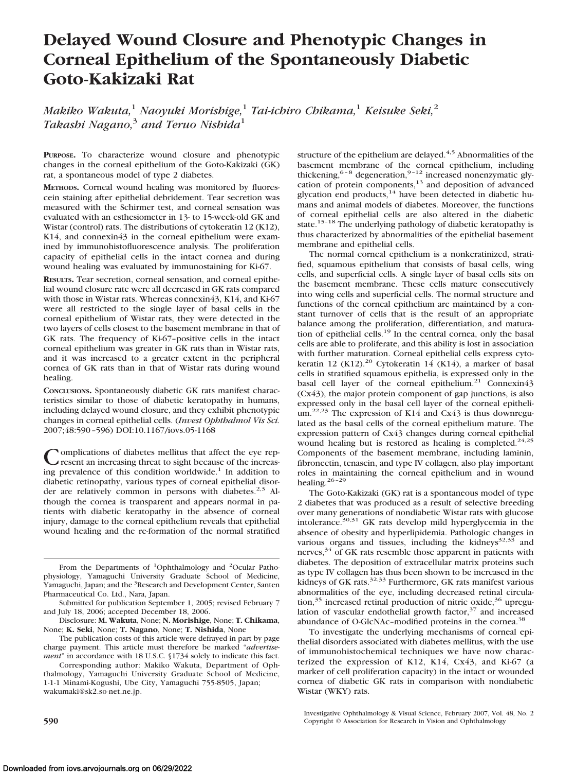# Delayed Wound Closure and Phenotypic Changes in Corneal Epithelium of the Spontaneously Diabetic Goto-Kakizaki Rat

*Makiko Wakuta,*[1] *Naoyuki Morishige,*[1] *Tai-ichiro Chikama,*[1] *Keisuke Seki,*[2] *Takashi Nagano,*[3] *and Teruo Nishida*[1]

**PURPOSE.** To characterize wound closure and phenotypic changes in the corneal epithelium of the Goto-Kakizaki (GK) rat, a spontaneous model of type 2 diabetes.

**METHODS.** Corneal wound healing was monitored by fluorescein staining after epithelial debridement. Tear secretion was measured with the Schirmer test, and corneal sensation was evaluated with an esthesiometer in 13- to 15-week-old GK and Wistar (control) rats. The distributions of cytokeratin 12 (K12), K14, and connexin43 in the corneal epithelium were examined by immunohistofluorescence analysis. The proliferation capacity of epithelial cells in the intact cornea and during wound healing was evaluated by immunostaining for Ki-67.

**RESULTS.** Tear secretion, corneal sensation, and corneal epithelial wound closure rate were all decreased in GK rats compared with those in Wistar rats. Whereas connexin43, K14, and Ki-67 were all restricted to the single layer of basal cells in the corneal epithelium of Wistar rats, they were detected in the two layers of cells closest to the basement membrane in that of GK rats. The frequency of Ki-67–positive cells in the intact corneal epithelium was greater in GK rats than in Wistar rats, and it was increased to a greater extent in the peripheral cornea of GK rats than in that of Wistar rats during wound healing.

**CONCLUSIONS.** Spontaneously diabetic GK rats manifest characteristics similar to those of diabetic keratopathy in humans, including delayed wound closure, and they exhibit phenotypic changes in corneal epithelial cells. (*Invest Ophthalmol Vis Sci.* 2007;48:590–596) DOI:10.1167/iovs.05-1168

Complications of diabetes mellitus that affect the eye represent an increasing threat to sight because of the increasing prevalence of this condition worldwide.[1] In addition to diabetic retinopathy, various types of corneal epithelial disorder are relatively common in persons with diabetes.[2,3] Although the cornea is transparent and appears normal in patients with diabetic keratopathy in the absence of corneal injury, damage to the corneal epithelium reveals that epithelial wound healing and the re-formation of the normal stratified structure of the epithelium are delayed.[4,5] Abnormalities of the basement membrane of the corneal epithelium, including thickening,[6–8] degeneration,[9–12] increased nonenzymatic glycation of protein components,[13] and deposition of advanced glycation end products,[14] have been detected in diabetic humans and animal models of diabetes. Moreover, the functions of corneal epithelial cells are also altered in the diabetic state.[15–18] The underlying pathology of diabetic keratopathy is thus characterized by abnormalities of the epithelial basement membrane and epithelial cells.

The normal corneal epithelium is a nonkeratinized, stratified, squamous epithelium that consists of basal cells, wing cells, and superficial cells. A single layer of basal cells sits on the basement membrane. These cells mature consecutively into wing cells and superficial cells. The normal structure and functions of the corneal epithelium are maintained by a constant turnover of cells that is the result of an appropriate balance among the proliferation, differentiation, and maturation of epithelial cells.[19] In the central cornea, only the basal cells are able to proliferate, and this ability is lost in association with further maturation. Corneal epithelial cells express cytokeratin 12 (K12).[20] Cytokeratin 14 (K14), a marker of basal cells in stratified squamous epithelia, is expressed only in the basal cell layer of the corneal epithelium.[21] Connexin43 (Cx43), the major protein component of gap junctions, is also expressed only in the basal cell layer of the corneal epithelium.[22,23] The expression of K14 and Cx43 is thus downregulated as the basal cells of the corneal epithelium mature. The expression pattern of Cx43 changes during corneal epithelial wound healing but is restored as healing is completed.[24,25] Components of the basement membrane, including laminin, fibronectin, tenascin, and type IV collagen, also play important roles in maintaining the corneal epithelium and in wound healing.[26–29]

The Goto-Kakizaki (GK) rat is a spontaneous model of type 2 diabetes that was produced as a result of selective breeding over many generations of nondiabetic Wistar rats with glucose intolerance.[30,31] GK rats develop mild hyperglycemia in the absence of obesity and hyperlipidemia. Pathologic changes in various organs and tissues, including the kidneys[32,33] and nerves,[34] of GK rats resemble those apparent in patients with diabetes. The deposition of extracellular matrix proteins such as type IV collagen has thus been shown to be increased in the kidneys of GK rats.[32,33] Furthermore, GK rats manifest various abnormalities of the eye, including decreased retinal circulation,[35] increased retinal production of nitric oxide,[36] upregulation of vascular endothelial growth factor,[37] and increased abundance of O-GlcNAc–modified proteins in the cornea.[38]

To investigate the underlying mechanisms of corneal epithelial disorders associated with diabetes mellitus, with the use of immunohistochemical techniques we have now characterized the expression of K12, K14, Cx43, and Ki-67 (a marker of cell proliferation capacity) in the intact or wounded cornea of diabetic GK rats in comparison with nondiabetic Wistar (WKY) rats.

---

From the Departments of [1]Ophthalmology and [2]Ocular Pathophysiology, Yamaguchi University Graduate School of Medicine, Yamaguchi, Japan; and the [3]Research and Development Center, Santen Pharmaceutical Co. Ltd., Nara, Japan.

Submitted for publication September 1, 2005; revised February 7 and July 18, 2006; accepted December 18, 2006.

Disclosure: **M. Wakuta**, None; **N. Morishige**, None; **T. Chikama**, None; **K. Seki**, None; **T. Nagano**, None; **T. Nishida**, None

The publication costs of this article were defrayed in part by page charge payment. This article must therefore be marked "*advertisement*" in accordance with 18 U.S.C. §1734 solely to indicate this fact.

Corresponding author: Makiko Wakuta, Department of Ophthalmology, Yamaguchi University Graduate School of Medicine, 1-1-1 Minami-Kogushi, Ube City, Yamaguchi 755-8505, Japan; wakumaki@sk2.so-net.ne.jp.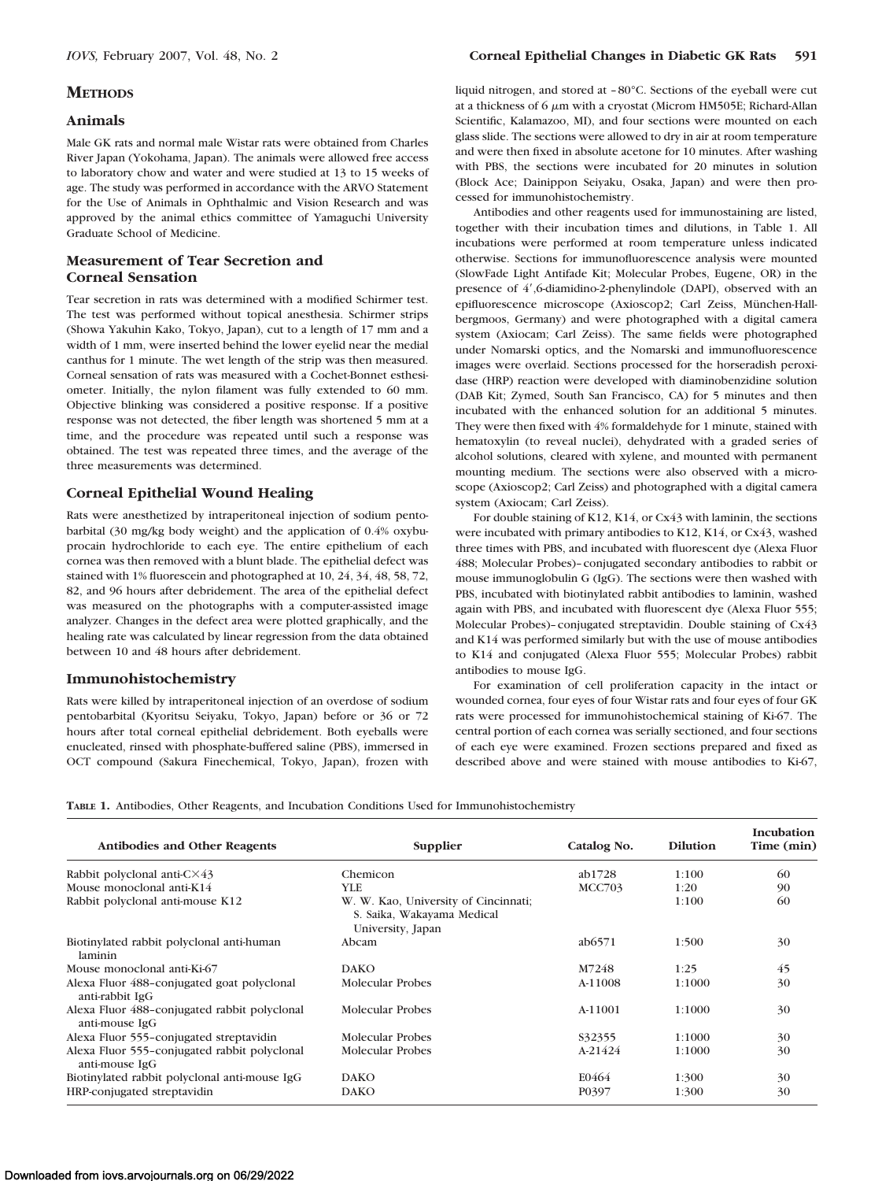## METHODS

### Animals

Male GK rats and normal male Wistar rats were obtained from Charles River Japan (Yokohama, Japan). The animals were allowed free access to laboratory chow and water and were studied at 13 to 15 weeks of age. The study was performed in accordance with the ARVO Statement for the Use of Animals in Ophthalmic and Vision Research and was approved by the animal ethics committee of Yamaguchi University Graduate School of Medicine.

### Measurement of Tear Secretion and Corneal Sensation

Tear secretion in rats was determined with a modified Schirmer test. The test was performed without topical anesthesia. Schirmer strips (Showa Yakuhin Kako, Tokyo, Japan), cut to a length of 17 mm and a width of 1 mm, were inserted behind the lower eyelid near the medial canthus for 1 minute. The wet length of the strip was then measured. Corneal sensation of rats was measured with a Cochet-Bonnet esthesiometer. Initially, the nylon filament was fully extended to 60 mm. Objective blinking was considered a positive response. If a positive response was not detected, the fiber length was shortened 5 mm at a time, and the procedure was repeated until such a response was obtained. The test was repeated three times, and the average of the three measurements was determined.

### Corneal Epithelial Wound Healing

Rats were anesthetized by intraperitoneal injection of sodium pentobarbital (30 mg/kg body weight) and the application of 0.4% oxybuprocain hydrochloride to each eye. The entire epithelium of each cornea was then removed with a blunt blade. The epithelial defect was stained with 1% fluorescein and photographed at 10, 24, 34, 48, 58, 72, 82, and 96 hours after debridement. The area of the epithelial defect was measured on the photographs with a computer-assisted image analyzer. Changes in the defect area were plotted graphically, and the healing rate was calculated by linear regression from the data obtained between 10 and 48 hours after debridement.

### Immunohistochemistry

Rats were killed by intraperitoneal injection of an overdose of sodium pentobarbital (Kyoritsu Seiyaku, Tokyo, Japan) before or 36 or 72 hours after total corneal epithelial debridement. Both eyeballs were enucleated, rinsed with phosphate-buffered saline (PBS), immersed in OCT compound (Sakura Finechemical, Tokyo, Japan), frozen with liquid nitrogen, and stored at −80°C. Sections of the eyeball were cut at a thickness of 6 μm with a cryostat (Microm HM505E; Richard-Allan Scientific, Kalamazoo, MI), and four sections were mounted on each glass slide. The sections were allowed to dry in air at room temperature and were then fixed in absolute acetone for 10 minutes. After washing with PBS, the sections were incubated for 20 minutes in solution (Block Ace; Dainippon Seiyaku, Osaka, Japan) and were then processed for immunohistochemistry.

Antibodies and other reagents used for immunostaining are listed, together with their incubation times and dilutions, in Table 1. All incubations were performed at room temperature unless indicated otherwise. Sections for immunofluorescence analysis were mounted (SlowFade Light Antifade Kit; Molecular Probes, Eugene, OR) in the presence of 4′,6-diamidino-2-phenylindole (DAPI), observed with an epifluorescence microscope (Axioscop2; Carl Zeiss, München-Hallbergmoos, Germany) and were photographed with a digital camera system (Axiocam; Carl Zeiss). The same fields were photographed under Nomarski optics, and the Nomarski and immunofluorescence images were overlaid. Sections processed for the horseradish peroxidase (HRP) reaction were developed with diaminobenzidine solution (DAB Kit; Zymed, South San Francisco, CA) for 5 minutes and then incubated with the enhanced solution for an additional 5 minutes. They were then fixed with 4% formaldehyde for 1 minute, stained with hematoxylin (to reveal nuclei), dehydrated with a graded series of alcohol solutions, cleared with xylene, and mounted with permanent mounting medium. The sections were also observed with a microscope (Axioscop2; Carl Zeiss) and photographed with a digital camera system (Axiocam; Carl Zeiss).

For double staining of K12, K14, or Cx43 with laminin, the sections were incubated with primary antibodies to K12, K14, or Cx43, washed three times with PBS, and incubated with fluorescent dye (Alexa Fluor 488; Molecular Probes)–conjugated secondary antibodies to rabbit or mouse immunoglobulin G (IgG). The sections were then washed with PBS, incubated with biotinylated rabbit antibodies to laminin, washed again with PBS, and incubated with fluorescent dye (Alexa Fluor 555; Molecular Probes)–conjugated streptavidin. Double staining of Cx43 and K14 was performed similarly but with the use of mouse antibodies to K14 and conjugated (Alexa Fluor 555; Molecular Probes) rabbit antibodies to mouse IgG.

For examination of cell proliferation capacity in the intact or wounded cornea, four eyes of four Wistar rats and four eyes of four GK rats were processed for immunohistochemical staining of Ki-67. The central portion of each cornea was serially sectioned, and four sections of each eye were examined. Frozen sections prepared and fixed as described above and were stained with mouse antibodies to Ki-67,

**TABLE 1.** Antibodies, Other Reagents, and Incubation Conditions Used for Immunohistochemistry

| Antibodies and Other Reagents | Supplier | Catalog No. | Dilution | Incubation Time (min) |
|---|---|---|---|---|
| Rabbit polyclonal anti-C×43 | Chemicon | ab1728 | 1:100 | 60 |
| Mouse monoclonal anti-K14 | YLE | MCC703 | 1:20 | 90 |
| Rabbit polyclonal anti-mouse K12 | W. W. Kao, University of Cincinnati; S. Saika, Wakayama Medical University, Japan | | 1:100 | 60 |
| Biotinylated rabbit polyclonal anti-human laminin | Abcam | ab6571 | 1:500 | 30 |
| Mouse monoclonal anti-Ki-67 | DAKO | M7248 | 1:25 | 45 |
| Alexa Fluor 488–conjugated goat polyclonal anti-rabbit IgG | Molecular Probes | A-11008 | 1:1000 | 30 |
| Alexa Fluor 488–conjugated rabbit polyclonal anti-mouse IgG | Molecular Probes | A-11001 | 1:1000 | 30 |
| Alexa Fluor 555–conjugated streptavidin | Molecular Probes | S32355 | 1:1000 | 30 |
| Alexa Fluor 555–conjugated rabbit polyclonal anti-mouse IgG | Molecular Probes | A-21424 | 1:1000 | 30 |
| Biotinylated rabbit polyclonal anti-mouse IgG | DAKO | E0464 | 1:300 | 30 |
| HRP-conjugated streptavidin | DAKO | P0397 | 1:300 | 30 |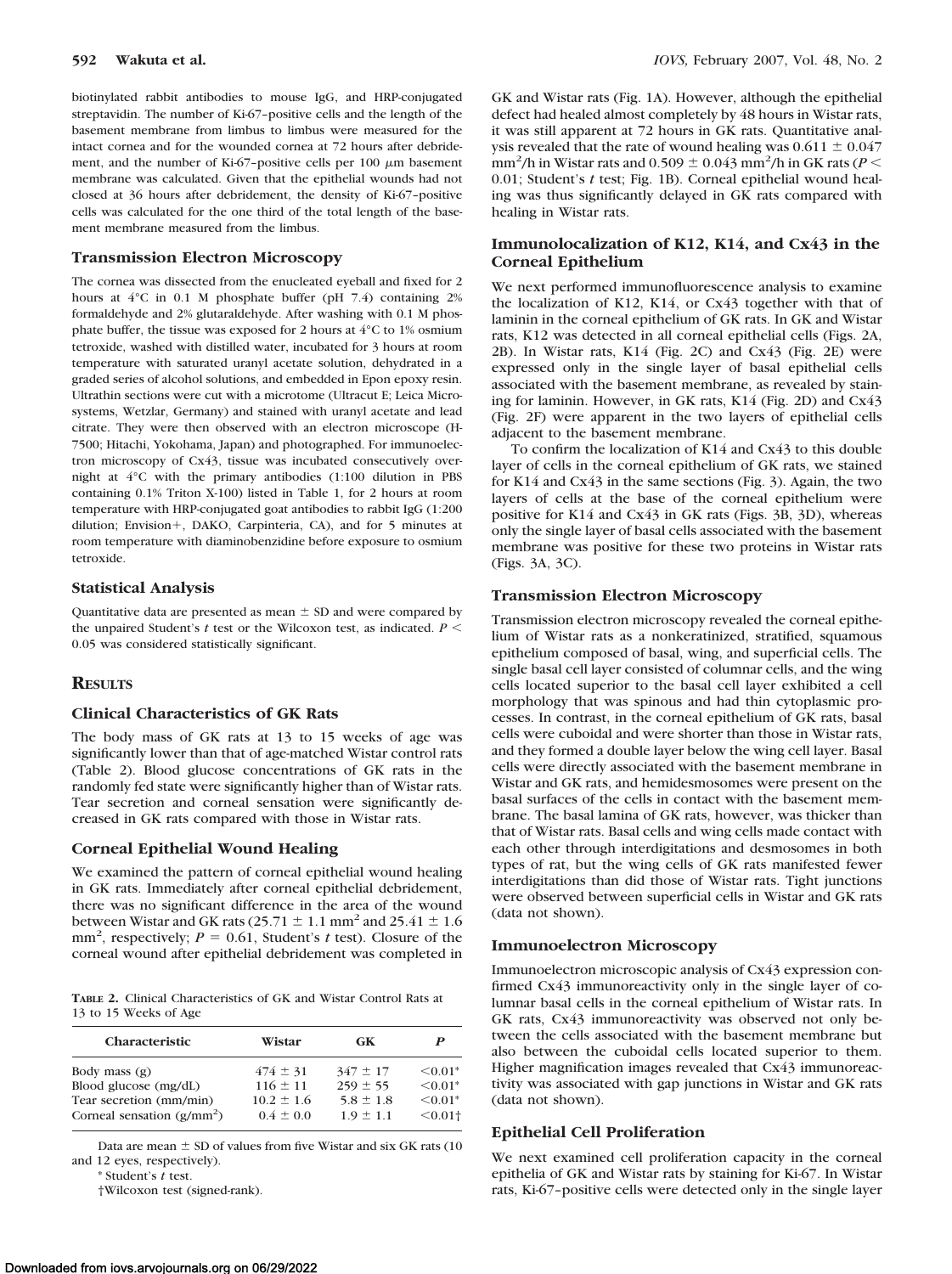biotinylated rabbit antibodies to mouse IgG, and HRP-conjugated streptavidin. The number of Ki-67–positive cells and the length of the basement membrane from limbus to limbus were measured for the intact cornea and for the wounded cornea at 72 hours after debridement, and the number of Ki-67–positive cells per 100 μm basement membrane was calculated. Given that the epithelial wounds had not closed at 36 hours after debridement, the density of Ki-67–positive cells was calculated for the one third of the total length of the basement membrane measured from the limbus.

### Transmission Electron Microscopy

The cornea was dissected from the enucleated eyeball and fixed for 2 hours at 4°C in 0.1 M phosphate buffer (pH 7.4) containing 2% formaldehyde and 2% glutaraldehyde. After washing with 0.1 M phosphate buffer, the tissue was exposed for 2 hours at 4°C to 1% osmium tetroxide, washed with distilled water, incubated for 3 hours at room temperature with saturated uranyl acetate solution, dehydrated in a graded series of alcohol solutions, and embedded in Epon epoxy resin. Ultrathin sections were cut with a microtome (Ultracut E; Leica Microsystems, Wetzlar, Germany) and stained with uranyl acetate and lead citrate. They were then observed with an electron microscope (H-7500; Hitachi, Yokohama, Japan) and photographed. For immunoelectron microscopy of Cx43, tissue was incubated consecutively overnight at 4°C with the primary antibodies (1:100 dilution in PBS containing 0.1% Triton X-100) listed in Table 1, for 2 hours at room temperature with HRP-conjugated goat antibodies to rabbit IgG (1:200 dilution; Envision+, DAKO, Carpinteria, CA), and for 5 minutes at room temperature with diaminobenzidine before exposure to osmium tetroxide.

### Statistical Analysis

Quantitative data are presented as mean ± SD and were compared by the unpaired Student's *t* test or the Wilcoxon test, as indicated. $P < 0.05$ was considered statistically significant.

## Results

### Clinical Characteristics of GK Rats

The body mass of GK rats at 13 to 15 weeks of age was significantly lower than that of age-matched Wistar control rats (Table 2). Blood glucose concentrations of GK rats in the randomly fed state were significantly higher than of Wistar rats. Tear secretion and corneal sensation were significantly decreased in GK rats compared with those in Wistar rats.

### Corneal Epithelial Wound Healing

We examined the pattern of corneal epithelial wound healing in GK rats. Immediately after corneal epithelial debridement, there was no significant difference in the area of the wound between Wistar and GK rats (25.71 ± 1.1 mm² and 25.41 ± 1.6 mm², respectively; $P = 0.61$, Student's *t* test). Closure of the corneal wound after epithelial debridement was completed in GK and Wistar rats (Fig. 1A). However, although the epithelial defect had healed almost completely by 48 hours in Wistar rats, it was still apparent at 72 hours in GK rats. Quantitative analysis revealed that the rate of wound healing was 0.611 ± 0.047 mm²/h in Wistar rats and 0.509 ± 0.043 mm²/h in GK rats ($P < 0.01$; Student's *t* test; Fig. 1B). Corneal epithelial wound healing was thus significantly delayed in GK rats compared with healing in Wistar rats.

**Table 2.** Clinical Characteristics of GK and Wistar Control Rats at 13 to 15 Weeks of Age

| Characteristic | Wistar | GK | P |
|---|---|---|---|
| Body mass (g) | 474 ± 31 | 347 ± 17 | <0.01* |
| Blood glucose (mg/dL) | 116 ± 11 | 259 ± 55 | <0.01* |
| Tear secretion (mm/min) | 10.2 ± 1.6 | 5.8 ± 1.8 | <0.01* |
| Corneal sensation (g/mm²) | 0.4 ± 0.0 | 1.9 ± 1.1 | <0.01† |

Data are mean ± SD of values from five Wistar and six GK rats (10 and 12 eyes, respectively).

\* Student's *t* test.

† Wilcoxon test (signed-rank).

### Immunolocalization of K12, K14, and Cx43 in the Corneal Epithelium

We next performed immunofluorescence analysis to examine the localization of K12, K14, or Cx43 together with that of laminin in the corneal epithelium of GK rats. In GK and Wistar rats, K12 was detected in all corneal epithelial cells (Figs. 2A, 2B). In Wistar rats, K14 (Fig. 2C) and Cx43 (Fig. 2E) were expressed only in the single layer of basal epithelial cells associated with the basement membrane, as revealed by staining for laminin. However, in GK rats, K14 (Fig. 2D) and Cx43 (Fig. 2F) were apparent in the two layers of epithelial cells adjacent to the basement membrane.

To confirm the localization of K14 and Cx43 to this double layer of cells in the corneal epithelium of GK rats, we stained for K14 and Cx43 in the same sections (Fig. 3). Again, the two layers of cells at the base of the corneal epithelium were positive for K14 and Cx43 in GK rats (Figs. 3B, 3D), whereas only the single layer of basal cells associated with the basement membrane was positive for these two proteins in Wistar rats (Figs. 3A, 3C).

### Transmission Electron Microscopy

Transmission electron microscopy revealed the corneal epithelium of Wistar rats as a nonkeratinized, stratified, squamous epithelium composed of basal, wing, and superficial cells. The single basal cell layer consisted of columnar cells, and the wing cells located superior to the basal cell layer exhibited a cell morphology that was spinous and had thin cytoplasmic processes. In contrast, in the corneal epithelium of GK rats, basal cells were cuboidal and were shorter than those in Wistar rats, and they formed a double layer below the wing cell layer. Basal cells were directly associated with the basement membrane in Wistar and GK rats, and hemidesmosomes were present on the basal surfaces of the cells in contact with the basement membrane. The basal lamina of GK rats, however, was thicker than that of Wistar rats. Basal cells and wing cells made contact with each other through interdigitations and desmosomes in both types of rat, but the wing cells of GK rats manifested fewer interdigitations than did those of Wistar rats. Tight junctions were observed between superficial cells in Wistar and GK rats (data not shown).

### Immunoelectron Microscopy

Immunoelectron microscopic analysis of Cx43 expression confirmed Cx43 immunoreactivity only in the single layer of columnar basal cells in the corneal epithelium of Wistar rats. In GK rats, Cx43 immunoreactivity was observed not only between the cells associated with the basement membrane but also between the cuboidal cells located superior to them. Higher magnification images revealed that Cx43 immunoreactivity was associated with gap junctions in Wistar and GK rats (data not shown).

### Epithelial Cell Proliferation

We next examined cell proliferation capacity in the corneal epithelia of GK and Wistar rats by staining for Ki-67. In Wistar rats, Ki-67–positive cells were detected only in the single layer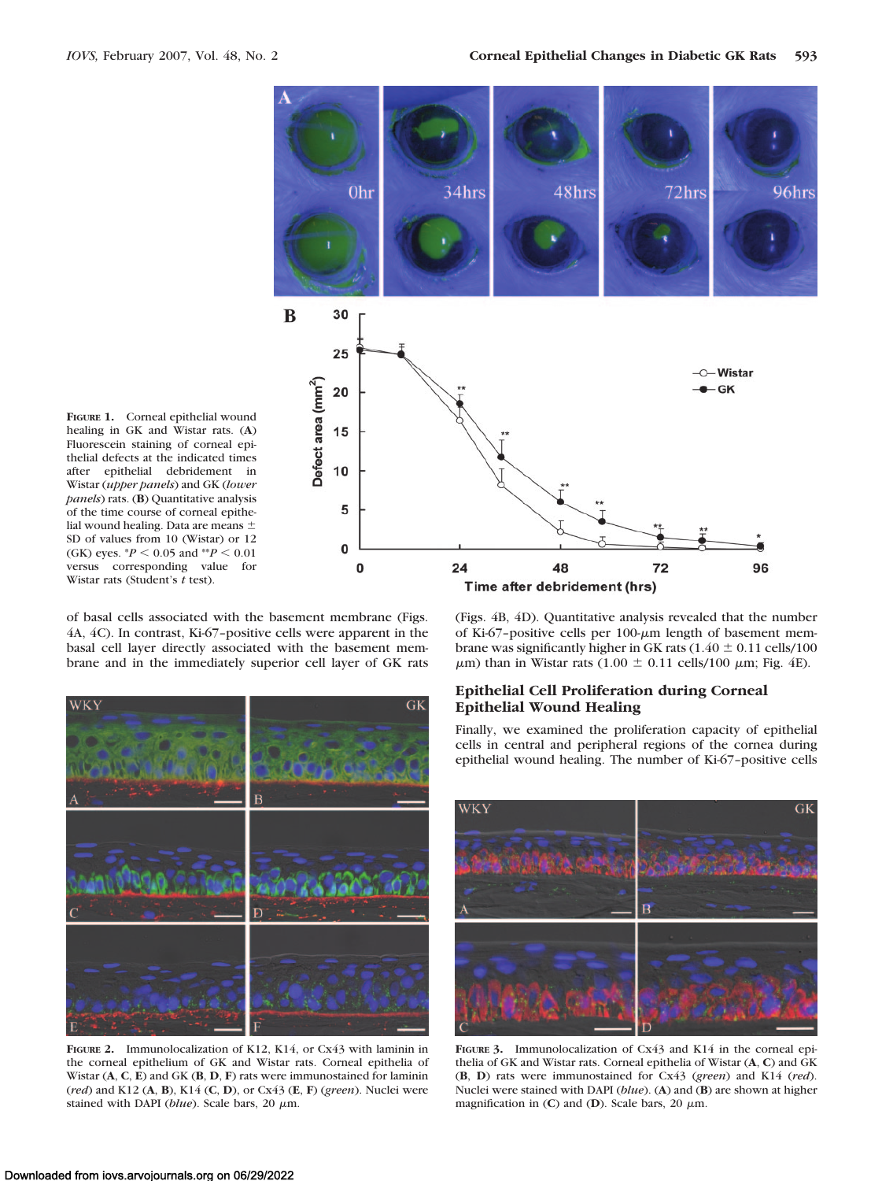FIGURE 1. Corneal epithelial wound healing in GK and Wistar rats. (**A**) Fluorescein staining of corneal epithelial defects at the indicated times after epithelial debridement in Wistar (*upper panels*) and GK (*lower panels*) rats. (**B**) Quantitative analysis of the time course of corneal epithelial wound healing. Data are means ± SD of values from 10 (Wistar) or 12 (GK) eyes. $^{*}P < 0.05$ and $^{**}P < 0.01$ versus corresponding value for Wistar rats (Student's $t$ test).

of basal cells associated with the basement membrane (Figs. 4A, 4C). In contrast, Ki-67–positive cells were apparent in the basal cell layer directly associated with the basement membrane and in the immediately superior cell layer of GK rats (Figs. 4B, 4D). Quantitative analysis revealed that the number of Ki-67–positive cells per 100-μm length of basement membrane was significantly higher in GK rats (1.40 ± 0.11 cells/100 μm) than in Wistar rats (1.00 ± 0.11 cells/100 μm; Fig. 4E).

## Epithelial Cell Proliferation during Corneal Epithelial Wound Healing

Finally, we examined the proliferation capacity of epithelial cells in central and peripheral regions of the cornea during epithelial wound healing. The number of Ki-67–positive cells

FIGURE 2. Immunolocalization of K12, K14, or Cx43 with laminin in the corneal epithelium of GK and Wistar rats. Corneal epithelia of Wistar (**A**, **C**, **E**) and GK (**B**, **D**, **F**) rats were immunostained for laminin (*red*) and K12 (**A**, **B**), K14 (**C**, **D**), or Cx43 (**E**, **F**) (*green*). Nuclei were stained with DAPI (*blue*). Scale bars, 20 μm.

FIGURE 3. Immunolocalization of Cx43 and K14 in the corneal epithelia of GK and Wistar rats. Corneal epithelia of Wistar (**A**, **C**) and GK (**B**, **D**) rats were immunostained for Cx43 (*green*) and K14 (*red*). Nuclei were stained with DAPI (*blue*). (**A**) and (**B**) are shown at higher magnification in (**C**) and (**D**). Scale bars, 20 μm.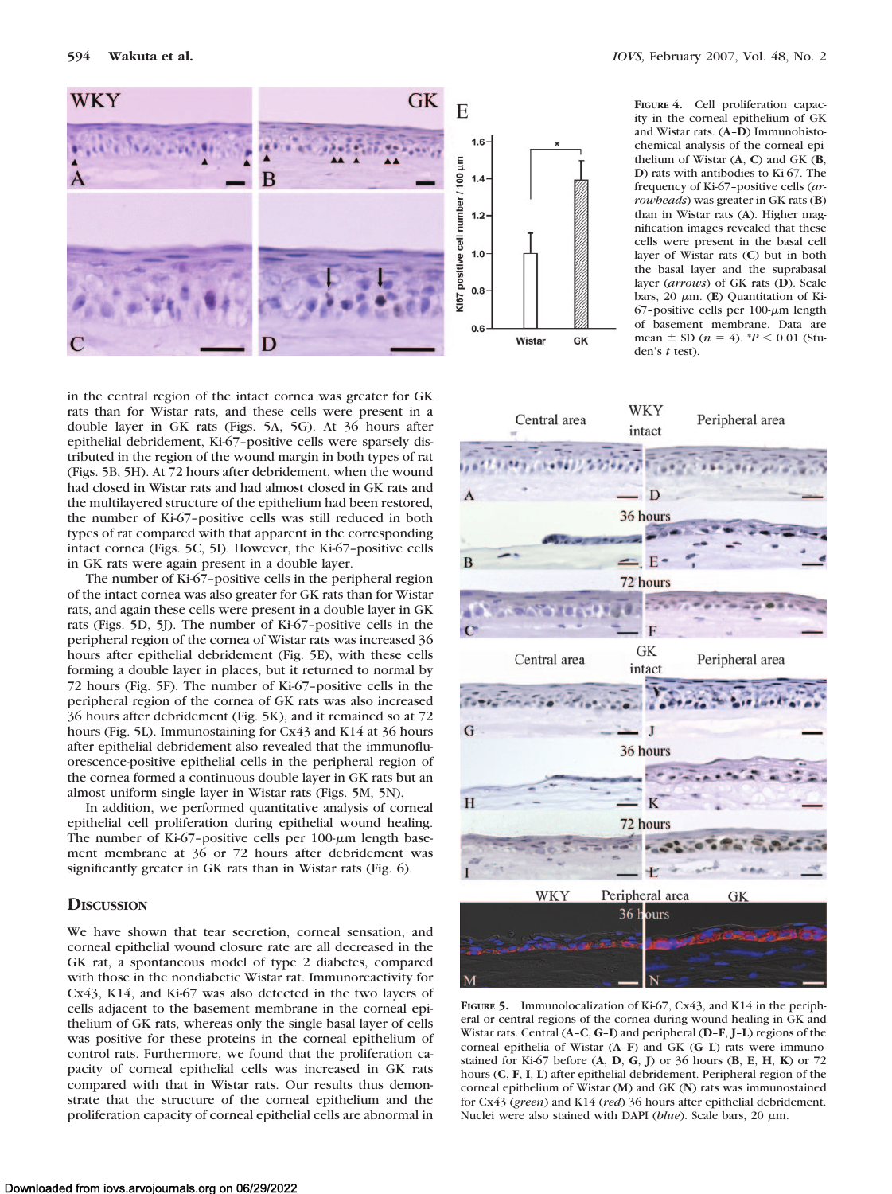FIGURE 4. Cell proliferation capacity in the corneal epithelium of GK and Wistar rats. (**A**–**D**) Immunohistochemical analysis of the corneal epithelium of Wistar (**A**, **C**) and GK (**B**, **D**) rats with antibodies to Ki-67. The frequency of Ki-67–positive cells (*arrowheads*) was greater in GK rats (**B**) than in Wistar rats (**A**). Higher magnification images revealed that these cells were present in the basal cell layer of Wistar rats (**C**) but in both the basal layer and the suprabasal layer (*arrows*) of GK rats (**D**). Scale bars, 20 μm. (**E**) Quantitation of Ki-67–positive cells per 100-μm length of basement membrane. Data are mean ± SD ($n = 4$). $^*P < 0.01$ (Student's *t* test).

in the central region of the intact cornea was greater for GK rats than for Wistar rats, and these cells were present in a double layer in GK rats (Figs. 5A, 5G). At 36 hours after epithelial debridement, Ki-67–positive cells were sparsely distributed in the region of the wound margin in both types of rat (Figs. 5B, 5H). At 72 hours after debridement, when the wound had closed in Wistar rats and had almost closed in GK rats and the multilayered structure of the epithelium had been restored, the number of Ki-67–positive cells was still reduced in both types of rat compared with that apparent in the corresponding intact cornea (Figs. 5C, 5I). However, the Ki-67–positive cells in GK rats were again present in a double layer.

The number of Ki-67–positive cells in the peripheral region of the intact cornea was also greater for GK rats than for Wistar rats, and again these cells were present in a double layer in GK rats (Figs. 5D, 5J). The number of Ki-67–positive cells in the peripheral region of the cornea of Wistar rats was increased 36 hours after epithelial debridement (Fig. 5E), with these cells forming a double layer in places, but it returned to normal by 72 hours (Fig. 5F). The number of Ki-67–positive cells in the peripheral region of the cornea of GK rats was also increased 36 hours after debridement (Fig. 5K), and it remained so at 72 hours (Fig. 5L). Immunostaining for Cx43 and K14 at 36 hours after epithelial debridement also revealed that the immunofluorescence-positive epithelial cells in the peripheral region of the cornea formed a continuous double layer in GK rats but an almost uniform single layer in Wistar rats (Figs. 5M, 5N).

In addition, we performed quantitative analysis of corneal epithelial cell proliferation during epithelial wound healing. The number of Ki-67–positive cells per 100-μm length basement membrane at 36 or 72 hours after debridement was significantly greater in GK rats than in Wistar rats (Fig. 6).

FIGURE 5. Immunolocalization of Ki-67, Cx43, and K14 in the peripheral or central regions of the cornea during wound healing in GK and Wistar rats. Central (**A**–**C**, **G**–**I**) and peripheral (**D**–**F**, **J**–**L**) regions of the corneal epithelia of Wistar (**A**–**F**) and GK (**G**–**L**) rats were immunostained for Ki-67 before (**A**, **D**, **G**, **J**) or 36 hours (**B**, **E**, **H**, **K**) or 72 hours (**C**, **F**, **I**, **L**) after epithelial debridement. Peripheral region of the corneal epithelium of Wistar (**M**) and GK (**N**) rats was immunostained for Cx43 (*green*) and K14 (*red*) 36 hours after epithelial debridement. Nuclei were also stained with DAPI (*blue*). Scale bars, 20 μm.

## DISCUSSION

We have shown that tear secretion, corneal sensation, and corneal epithelial wound closure rate are all decreased in the GK rat, a spontaneous model of type 2 diabetes, compared with those in the nondiabetic Wistar rat. Immunoreactivity for Cx43, K14, and Ki-67 was also detected in the two layers of cells adjacent to the basement membrane in the corneal epithelium of GK rats, whereas only the single basal layer of cells was positive for these proteins in the corneal epithelium of control rats. Furthermore, we found that the proliferation capacity of corneal epithelial cells was increased in GK rats compared with that in Wistar rats. Our results thus demonstrate that the structure of the corneal epithelium and the proliferation capacity of corneal epithelial cells are abnormal in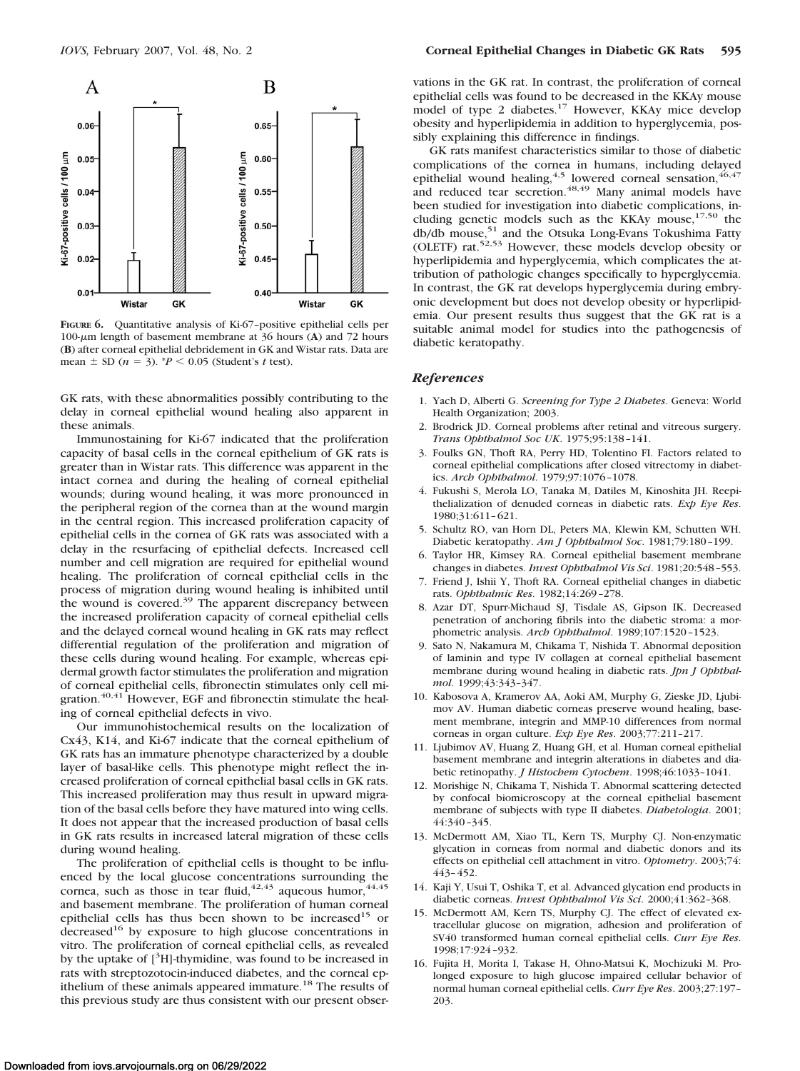FIGURE 6. Quantitative analysis of Ki-67–positive epithelial cells per 100-μm length of basement membrane at 36 hours (**A**) and 72 hours (**B**) after corneal epithelial debridement in GK and Wistar rats. Data are mean ± SD ($n = 3$). *$P < 0.05$ (Student's $t$ test).

GK rats, with these abnormalities possibly contributing to the delay in corneal epithelial wound healing also apparent in these animals.

Immunostaining for Ki-67 indicated that the proliferation capacity of basal cells in the corneal epithelium of GK rats is greater than in Wistar rats. This difference was apparent in the intact cornea and during the healing of corneal epithelial wounds; during wound healing, it was more pronounced in the peripheral region of the cornea than at the wound margin in the central region. This increased proliferation capacity of epithelial cells in the cornea of GK rats was associated with a delay in the resurfacing of epithelial defects. Increased cell number and cell migration are required for epithelial wound healing. The proliferation of corneal epithelial cells in the process of migration during wound healing is inhibited until the wound is covered.[39] The apparent discrepancy between the increased proliferation capacity of corneal epithelial cells and the delayed corneal wound healing in GK rats may reflect differential regulation of the proliferation and migration of these cells during wound healing. For example, whereas epidermal growth factor stimulates the proliferation and migration of corneal epithelial cells, fibronectin stimulates only cell migration.[40,41] However, EGF and fibronectin stimulate the healing of corneal epithelial defects in vivo.

Our immunohistochemical results on the localization of Cx43, K14, and Ki-67 indicate that the corneal epithelium of GK rats has an immature phenotype characterized by a double layer of basal-like cells. This phenotype might reflect the increased proliferation of corneal epithelial basal cells in GK rats. This increased proliferation may thus result in upward migration of the basal cells before they have matured into wing cells. It does not appear that the increased production of basal cells in GK rats results in increased lateral migration of these cells during wound healing.

The proliferation of epithelial cells is thought to be influenced by the local glucose concentrations surrounding the cornea, such as those in tear fluid,[42,43] aqueous humor,[44,45] and basement membrane. The proliferation of human corneal epithelial cells has thus been shown to be increased[15] or decreased[16] by exposure to high glucose concentrations in vitro. The proliferation of corneal epithelial cells, as revealed by the uptake of [$^3$H]-thymidine, was found to be increased in rats with streptozotocin-induced diabetes, and the corneal epithelium of these animals appeared immature.[18] The results of this previous study are thus consistent with our present observations in the GK rat. In contrast, the proliferation of corneal epithelial cells was found to be decreased in the KKAy mouse model of type 2 diabetes.[17] However, KKAy mice develop obesity and hyperlipidemia in addition to hyperglycemia, possibly explaining this difference in findings.

GK rats manifest characteristics similar to those of diabetic complications of the cornea in humans, including delayed epithelial wound healing,[4,5] lowered corneal sensation,[46,47] and reduced tear secretion.[48,49] Many animal models have been studied for investigation into diabetic complications, including genetic models such as the KKAy mouse,[17,50] the db/db mouse,[51] and the Otsuka Long-Evans Tokushima Fatty (OLETF) rat.[52,53] However, these models develop obesity or hyperlipidemia and hyperglycemia, which complicates the attribution of pathologic changes specifically to hyperglycemia. In contrast, the GK rat develops hyperglycemia during embryonic development but does not develop obesity or hyperlipidemia. Our present results thus suggest that the GK rat is a suitable animal model for studies into the pathogenesis of diabetic keratopathy.

## References

1. Yach D, Alberti G. *Screening for Type 2 Diabetes*. Geneva: World Health Organization; 2003.
2. Brodrick JD. Corneal problems after retinal and vitreous surgery. *Trans Ophthalmol Soc UK*. 1975;95:138–141.
3. Foulks GN, Thoft RA, Perry HD, Tolentino FI. Factors related to corneal epithelial complications after closed vitrectomy in diabetics. *Arch Ophthalmol*. 1979;97:1076–1078.
4. Fukushi S, Merola LO, Tanaka M, Datiles M, Kinoshita JH. Reepithelialization of denuded corneas in diabetic rats. *Exp Eye Res*. 1980;31:611–621.
5. Schultz RO, van Horn DL, Peters MA, Klewin KM, Schutten WH. Diabetic keratopathy. *Am J Ophthalmol Soc*. 1981;79:180–199.
6. Taylor HR, Kimsey RA. Corneal epithelial basement membrane changes in diabetes. *Invest Ophthalmol Vis Sci*. 1981;20:548–553.
7. Friend J, Ishii Y, Thoft RA. Corneal epithelial changes in diabetic rats. *Ophthalmic Res*. 1982;14:269–278.
8. Azar DT, Spurr-Michaud SJ, Tisdale AS, Gipson IK. Decreased penetration of anchoring fibrils into the diabetic stroma: a morphometric analysis. *Arch Ophthalmol*. 1989;107:1520–1523.
9. Sato N, Nakamura M, Chikama T, Nishida T. Abnormal deposition of laminin and type IV collagen at corneal epithelial basement membrane during wound healing in diabetic rats. *Jpn J Ophthalmol*. 1999;43:343–347.
10. Kabosova A, Kramerov AA, Aoki AM, Murphy G, Zieske JD, Ljubimov AV. Human diabetic corneas preserve wound healing, basement membrane, integrin and MMP-10 differences from normal corneas in organ culture. *Exp Eye Res*. 2003;77:211–217.
11. Ljubimov AV, Huang Z, Huang GH, et al. Human corneal epithelial basement membrane and integrin alterations in diabetes and diabetic retinopathy. *J Histochem Cytochem*. 1998;46:1033–1041.
12. Morishige N, Chikama T, Nishida T. Abnormal scattering detected by confocal biomicroscopy at the corneal epithelial basement membrane of subjects with type II diabetes. *Diabetologia*. 2001;44:340–345.
13. McDermott AM, Xiao TL, Kern TS, Murphy CJ. Non-enzymatic glycation in corneas from normal and diabetic donors and its effects on epithelial cell attachment in vitro. *Optometry*. 2003;74:443–452.
14. Kaji Y, Usui T, Oshika T, et al. Advanced glycation end products in diabetic corneas. *Invest Ophthalmol Vis Sci*. 2000;41:362–368.
15. McDermott AM, Kern TS, Murphy CJ. The effect of elevated extracellular glucose on migration, adhesion and proliferation of SV40 transformed human corneal epithelial cells. *Curr Eye Res*. 1998;17:924–932.
16. Fujita H, Morita I, Takase H, Ohno-Matsui K, Mochizuki M. Prolonged exposure to high glucose impaired cellular behavior of normal human corneal epithelial cells. *Curr Eye Res*. 2003;27:197–203.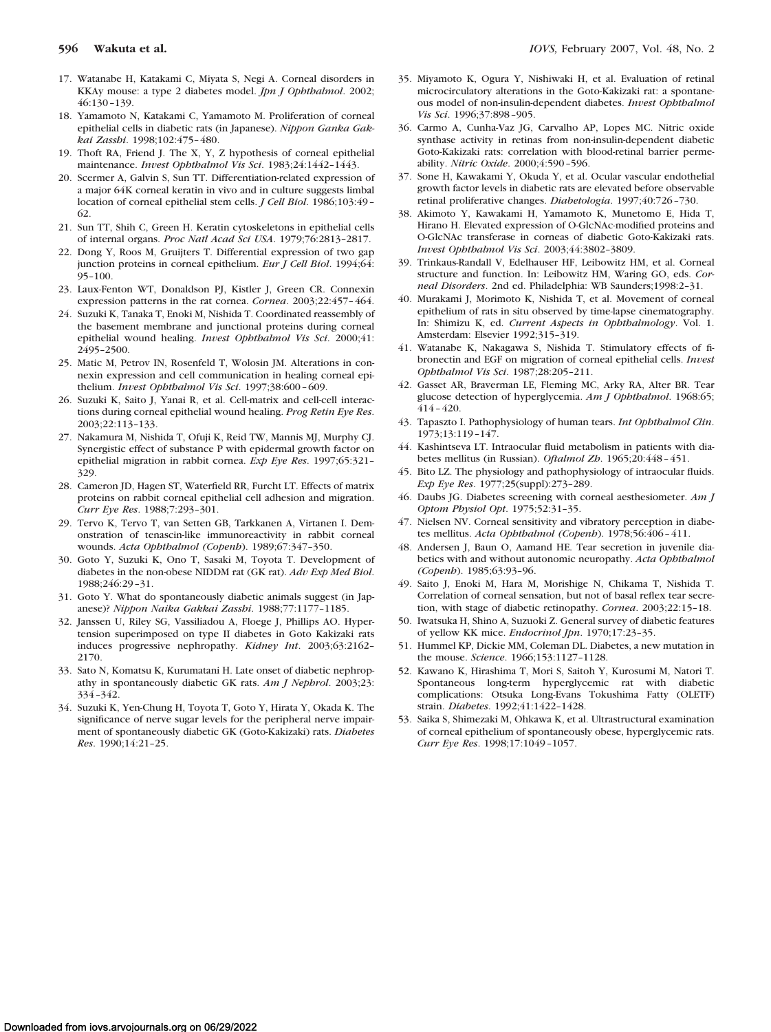17. Watanabe H, Katakami C, Miyata S, Negi A. Corneal disorders in KKAy mouse: a type 2 diabetes model. *Jpn J Ophthalmol*. 2002; 46:130–139.
18. Yamamoto N, Katakami C, Yamamoto M. Proliferation of corneal epithelial cells in diabetic rats (in Japanese). *Nippon Ganka Gakkai Zasshi*. 1998;102:475–480.
19. Thoft RA, Friend J. The X, Y, Z hypothesis of corneal epithelial maintenance. *Invest Ophthalmol Vis Sci*. 1983;24:1442–1443.
20. Scermer A, Galvin S, Sun TT. Differentiation-related expression of a major 64K corneal keratin in vivo and in culture suggests limbal location of corneal epithelial stem cells. *J Cell Biol*. 1986;103:49–62.
21. Sun TT, Shih C, Green H. Keratin cytoskeletons in epithelial cells of internal organs. *Proc Natl Acad Sci USA*. 1979;76:2813–2817.
22. Dong Y, Roos M, Gruijters T. Differential expression of two gap junction proteins in corneal epithelium. *Eur J Cell Biol*. 1994;64: 95–100.
23. Laux-Fenton WT, Donaldson PJ, Kistler J, Green CR. Connexin expression patterns in the rat cornea. *Cornea*. 2003;22:457–464.
24. Suzuki K, Tanaka T, Enoki M, Nishida T. Coordinated reassembly of the basement membrane and junctional proteins during corneal epithelial wound healing. *Invest Ophthalmol Vis Sci*. 2000;41: 2495–2500.
25. Matic M, Petrov IN, Rosenfeld T, Wolosin JM. Alterations in connexin expression and cell communication in healing corneal epithelium. *Invest Ophthalmol Vis Sci*. 1997;38:600–609.
26. Suzuki K, Saito J, Yanai R, et al. Cell-matrix and cell-cell interactions during corneal epithelial wound healing. *Prog Retin Eye Res*. 2003;22:113–133.
27. Nakamura M, Nishida T, Ofuji K, Reid TW, Mannis MJ, Murphy CJ. Synergistic effect of substance P with epidermal growth factor on epithelial migration in rabbit cornea. *Exp Eye Res*. 1997;65:321–329.
28. Cameron JD, Hagen ST, Waterfield RR, Furcht LT. Effects of matrix proteins on rabbit corneal epithelial cell adhesion and migration. *Curr Eye Res*. 1988;7:293–301.
29. Tervo K, Tervo T, van Setten GB, Tarkkanen A, Virtanen I. Demonstration of tenascin-like immunoreactivity in rabbit corneal wounds. *Acta Ophthalmol (Copenh)*. 1989;67:347–350.
30. Goto Y, Suzuki K, Ono T, Sasaki M, Toyota T. Development of diabetes in the non-obese NIDDM rat (GK rat). *Adv Exp Med Biol*. 1988;246:29–31.
31. Goto Y. What do spontaneously diabetic animals suggest (in Japanese)? *Nippon Naika Gakkai Zasshi*. 1988;77:1177–1185.
32. Janssen U, Riley SG, Vassiliadou A, Floege J, Phillips AO. Hypertension superimposed on type II diabetes in Goto Kakizaki rats induces progressive nephropathy. *Kidney Int*. 2003;63:2162–2170.
33. Sato N, Komatsu K, Kurumatani H. Late onset of diabetic nephropathy in spontaneously diabetic GK rats. *Am J Nephrol*. 2003;23: 334–342.
34. Suzuki K, Yen-Chung H, Toyota T, Goto Y, Hirata Y, Okada K. The significance of nerve sugar levels for the peripheral nerve impairment of spontaneously diabetic GK (Goto-Kakizaki) rats. *Diabetes Res*. 1990;14:21–25.
35. Miyamoto K, Ogura Y, Nishiwaki H, et al. Evaluation of retinal microcirculatory alterations in the Goto-Kakizaki rat: a spontaneous model of non-insulin-dependent diabetes. *Invest Ophthalmol Vis Sci*. 1996;37:898–905.
36. Carmo A, Cunha-Vaz JG, Carvalho AP, Lopes MC. Nitric oxide synthase activity in retinas from non-insulin-dependent diabetic Goto-Kakizaki rats: correlation with blood-retinal barrier permeability. *Nitric Oxide*. 2000;4:590–596.
37. Sone H, Kawakami Y, Okuda Y, et al. Ocular vascular endothelial growth factor levels in diabetic rats are elevated before observable retinal proliferative changes. *Diabetologia*. 1997;40:726–730.
38. Akimoto Y, Kawakami H, Yamamoto K, Munetomo E, Hida T, Hirano H. Elevated expression of O-GlcNAc-modified proteins and O-GlcNAc transferase in corneas of diabetic Goto-Kakizaki rats. *Invest Ophthalmol Vis Sci*. 2003;44:3802–3809.
39. Trinkaus-Randall V, Edelhauser HF, Leibowitz HM, et al. Corneal structure and function. In: Leibowitz HM, Waring GO, eds. *Corneal Disorders*. 2nd ed. Philadelphia: WB Saunders;1998:2–31.
40. Murakami J, Morimoto K, Nishida T, et al. Movement of corneal epithelium of rats in situ observed by time-lapse cinematography. In: Shimizu K, ed. *Current Aspects in Ophthalmology*. Vol. 1. Amsterdam: Elsevier 1992;315–319.
41. Watanabe K, Nakagawa S, Nishida T. Stimulatory effects of fibronectin and EGF on migration of corneal epithelial cells. *Invest Ophthalmol Vis Sci*. 1987;28:205–211.
42. Gasset AR, Braverman LE, Fleming MC, Arky RA, Alter BR. Tear glucose detection of hyperglycemia. *Am J Ophthalmol*. 1968:65; 414–420.
43. Tapaszto I. Pathophysiology of human tears. *Int Ophthalmol Clin*. 1973;13:119–147.
44. Kashintseva LT. Intraocular fluid metabolism in patients with diabetes mellitus (in Russian). *Oftalmol Zh*. 1965;20:448–451.
45. Bito LZ. The physiology and pathophysiology of intraocular fluids. *Exp Eye Res*. 1977;25(suppl):273–289.
46. Daubs JG. Diabetes screening with corneal aesthesiometer. *Am J Optom Physiol Opt*. 1975;52:31–35.
47. Nielsen NV. Corneal sensitivity and vibratory perception in diabetes mellitus. *Acta Ophthalmol (Copenh)*. 1978;56:406–411.
48. Andersen J, Baun O, Aamand HE. Tear secretion in juvenile diabetics with and without autonomic neuropathy. *Acta Ophthalmol (Copenh)*. 1985;63:93–96.
49. Saito J, Enoki M, Hara M, Morishige N, Chikama T, Nishida T. Correlation of corneal sensation, but not of basal reflex tear secretion, with stage of diabetic retinopathy. *Cornea*. 2003;22:15–18.
50. Iwatsuka H, Shino A, Suzuoki Z. General survey of diabetic features of yellow KK mice. *Endocrinol Jpn*. 1970;17:23–35.
51. Hummel KP, Dickie MM, Coleman DL. Diabetes, a new mutation in the mouse. *Science*. 1966;153:1127–1128.
52. Kawano K, Hirashima T, Mori S, Saitoh Y, Kurosumi M, Natori T. Spontaneous long-term hyperglycemic rat with diabetic complications: Otsuka Long-Evans Tokushima Fatty (OLETF) strain. *Diabetes*. 1992;41:1422–1428.
53. Saika S, Shimezaki M, Ohkawa K, et al. Ultrastructural examination of corneal epithelium of spontaneously obese, hyperglycemic rats. *Curr Eye Res*. 1998;17:1049–1057.